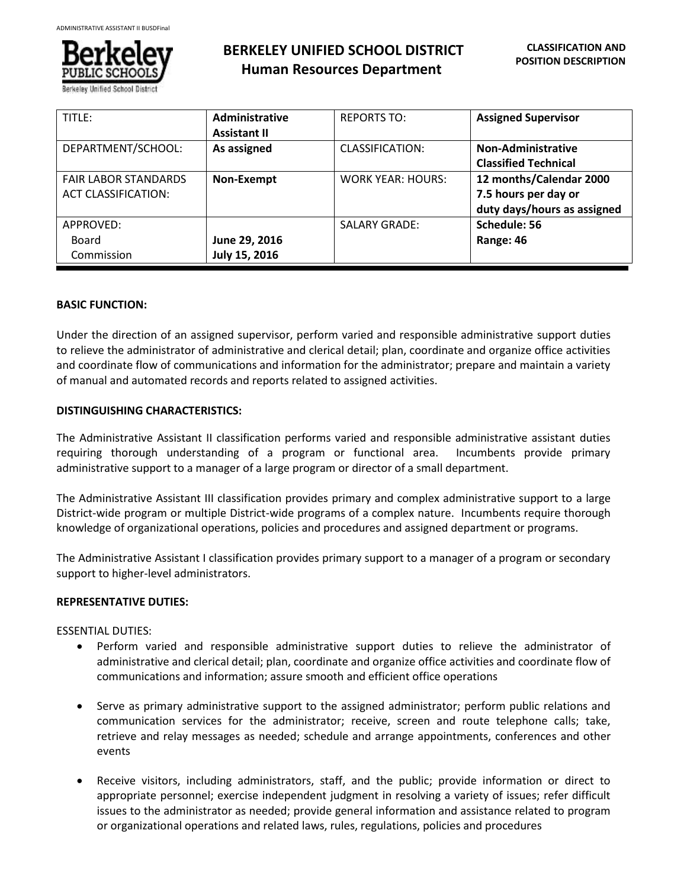# BERKELEY UNIFIED SCHOOL DISTRICT
## Human Resources Department

**CLASSIFICATION AND POSITION DESCRIPTION**

| TITLE: | **Administrative Assistant II** | REPORTS TO: | **Assigned Supervisor** |
|---|---|---|---|
| DEPARTMENT/SCHOOL: | **As assigned** | CLASSIFICATION: | **Non-Administrative Classified Technical** |
| FAIR LABOR STANDARDS ACT CLASSIFICATION: | **Non-Exempt** | WORK YEAR: HOURS: | **12 months/Calendar 2000 7.5 hours per day or duty days/hours as assigned** |
| APPROVED: Board Commission | **June 29, 2016** **July 15, 2016** | SALARY GRADE: | **Schedule: 56 Range: 46** |

**BASIC FUNCTION:**

Under the direction of an assigned supervisor, perform varied and responsible administrative support duties to relieve the administrator of administrative and clerical detail; plan, coordinate and organize office activities and coordinate flow of communications and information for the administrator; prepare and maintain a variety of manual and automated records and reports related to assigned activities.

**DISTINGUISHING CHARACTERISTICS:**

The Administrative Assistant II classification performs varied and responsible administrative assistant duties requiring thorough understanding of a program or functional area. Incumbents provide primary administrative support to a manager of a large program or director of a small department.

The Administrative Assistant III classification provides primary and complex administrative support to a large District-wide program or multiple District-wide programs of a complex nature. Incumbents require thorough knowledge of organizational operations, policies and procedures and assigned department or programs.

The Administrative Assistant I classification provides primary support to a manager of a program or secondary support to higher-level administrators.

**REPRESENTATIVE DUTIES:**

ESSENTIAL DUTIES:

- Perform varied and responsible administrative support duties to relieve the administrator of administrative and clerical detail; plan, coordinate and organize office activities and coordinate flow of communications and information; assure smooth and efficient office operations

- Serve as primary administrative support to the assigned administrator; perform public relations and communication services for the administrator; receive, screen and route telephone calls; take, retrieve and relay messages as needed; schedule and arrange appointments, conferences and other events

- Receive visitors, including administrators, staff, and the public; provide information or direct to appropriate personnel; exercise independent judgment in resolving a variety of issues; refer difficult issues to the administrator as needed; provide general information and assistance related to program or organizational operations and related laws, rules, regulations, policies and procedures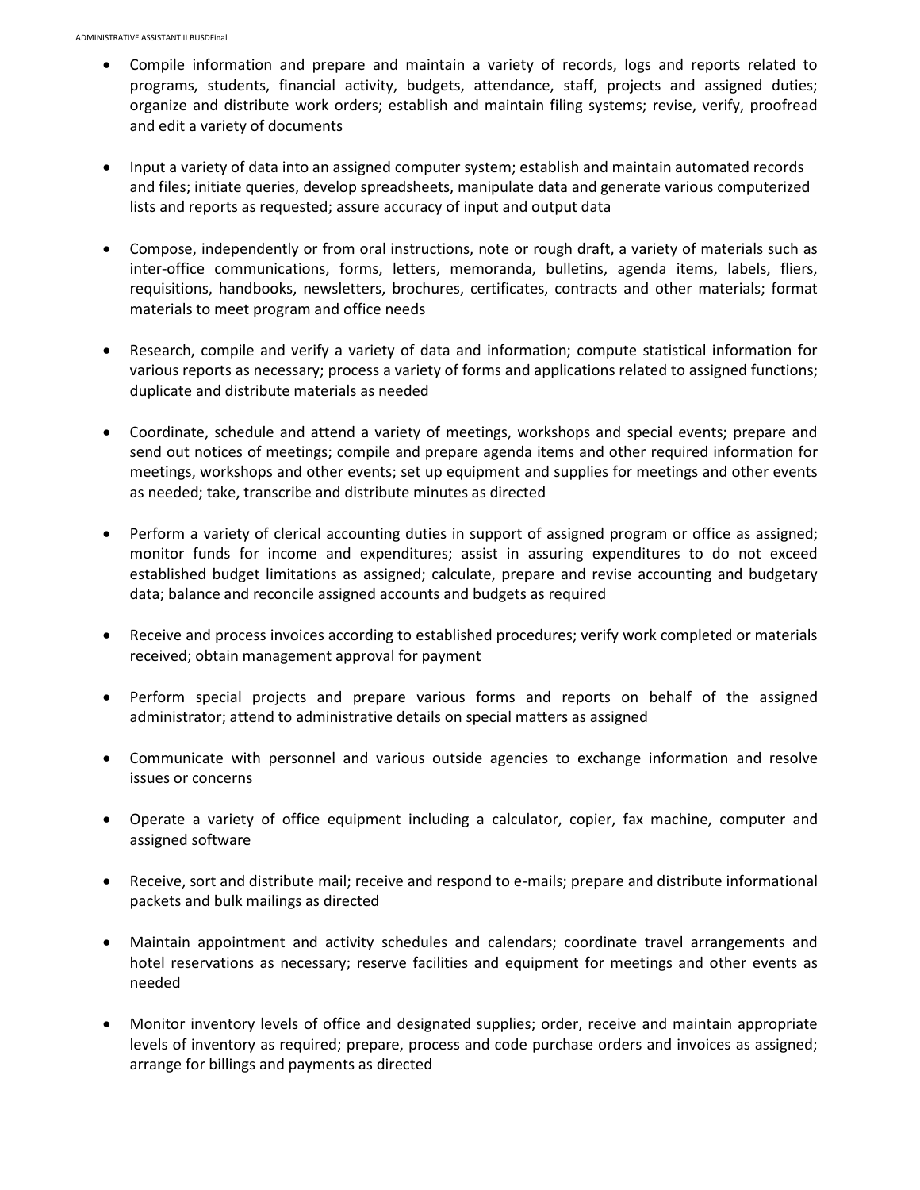- Compile information and prepare and maintain a variety of records, logs and reports related to programs, students, financial activity, budgets, attendance, staff, projects and assigned duties; organize and distribute work orders; establish and maintain filing systems; revise, verify, proofread and edit a variety of documents

- Input a variety of data into an assigned computer system; establish and maintain automated records and files; initiate queries, develop spreadsheets, manipulate data and generate various computerized lists and reports as requested; assure accuracy of input and output data

- Compose, independently or from oral instructions, note or rough draft, a variety of materials such as inter-office communications, forms, letters, memoranda, bulletins, agenda items, labels, fliers, requisitions, handbooks, newsletters, brochures, certificates, contracts and other materials; format materials to meet program and office needs

- Research, compile and verify a variety of data and information; compute statistical information for various reports as necessary; process a variety of forms and applications related to assigned functions; duplicate and distribute materials as needed

- Coordinate, schedule and attend a variety of meetings, workshops and special events; prepare and send out notices of meetings; compile and prepare agenda items and other required information for meetings, workshops and other events; set up equipment and supplies for meetings and other events as needed; take, transcribe and distribute minutes as directed

- Perform a variety of clerical accounting duties in support of assigned program or office as assigned; monitor funds for income and expenditures; assist in assuring expenditures to do not exceed established budget limitations as assigned; calculate, prepare and revise accounting and budgetary data; balance and reconcile assigned accounts and budgets as required

- Receive and process invoices according to established procedures; verify work completed or materials received; obtain management approval for payment

- Perform special projects and prepare various forms and reports on behalf of the assigned administrator; attend to administrative details on special matters as assigned

- Communicate with personnel and various outside agencies to exchange information and resolve issues or concerns

- Operate a variety of office equipment including a calculator, copier, fax machine, computer and assigned software

- Receive, sort and distribute mail; receive and respond to e-mails; prepare and distribute informational packets and bulk mailings as directed

- Maintain appointment and activity schedules and calendars; coordinate travel arrangements and hotel reservations as necessary; reserve facilities and equipment for meetings and other events as needed

- Monitor inventory levels of office and designated supplies; order, receive and maintain appropriate levels of inventory as required; prepare, process and code purchase orders and invoices as assigned; arrange for billings and payments as directed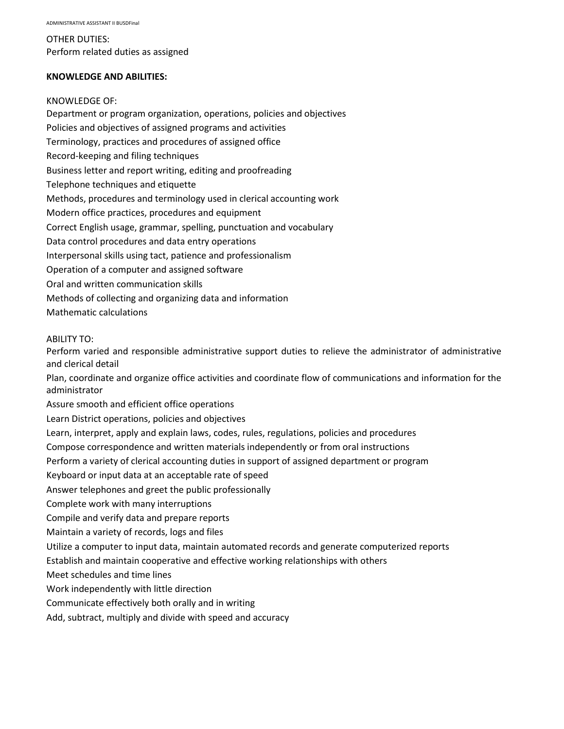OTHER DUTIES:
Perform related duties as assigned

**KNOWLEDGE AND ABILITIES:**

KNOWLEDGE OF:
Department or program organization, operations, policies and objectives
Policies and objectives of assigned programs and activities
Terminology, practices and procedures of assigned office
Record-keeping and filing techniques
Business letter and report writing, editing and proofreading
Telephone techniques and etiquette
Methods, procedures and terminology used in clerical accounting work
Modern office practices, procedures and equipment
Correct English usage, grammar, spelling, punctuation and vocabulary
Data control procedures and data entry operations
Interpersonal skills using tact, patience and professionalism
Operation of a computer and assigned software
Oral and written communication skills
Methods of collecting and organizing data and information
Mathematic calculations

ABILITY TO:
Perform varied and responsible administrative support duties to relieve the administrator of administrative and clerical detail
Plan, coordinate and organize office activities and coordinate flow of communications and information for the administrator
Assure smooth and efficient office operations
Learn District operations, policies and objectives
Learn, interpret, apply and explain laws, codes, rules, regulations, policies and procedures
Compose correspondence and written materials independently or from oral instructions
Perform a variety of clerical accounting duties in support of assigned department or program
Keyboard or input data at an acceptable rate of speed
Answer telephones and greet the public professionally
Complete work with many interruptions
Compile and verify data and prepare reports
Maintain a variety of records, logs and files
Utilize a computer to input data, maintain automated records and generate computerized reports
Establish and maintain cooperative and effective working relationships with others
Meet schedules and time lines
Work independently with little direction
Communicate effectively both orally and in writing
Add, subtract, multiply and divide with speed and accuracy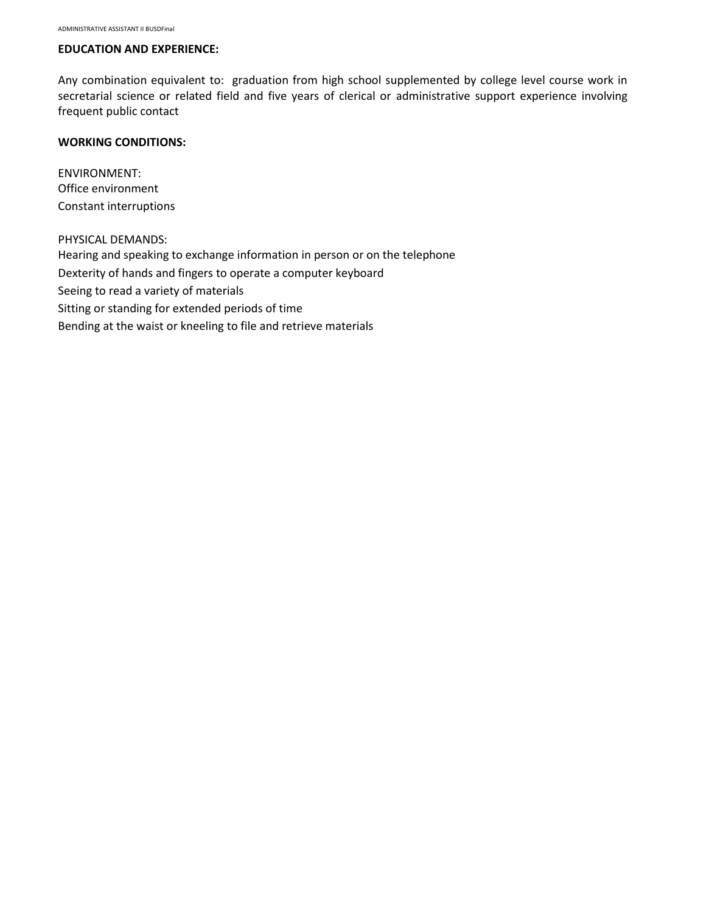**EDUCATION AND EXPERIENCE:**

Any combination equivalent to: graduation from high school supplemented by college level course work in secretarial science or related field and five years of clerical or administrative support experience involving frequent public contact

**WORKING CONDITIONS:**

ENVIRONMENT:
Office environment
Constant interruptions

PHYSICAL DEMANDS:
Hearing and speaking to exchange information in person or on the telephone
Dexterity of hands and fingers to operate a computer keyboard
Seeing to read a variety of materials
Sitting or standing for extended periods of time
Bending at the waist or kneeling to file and retrieve materials